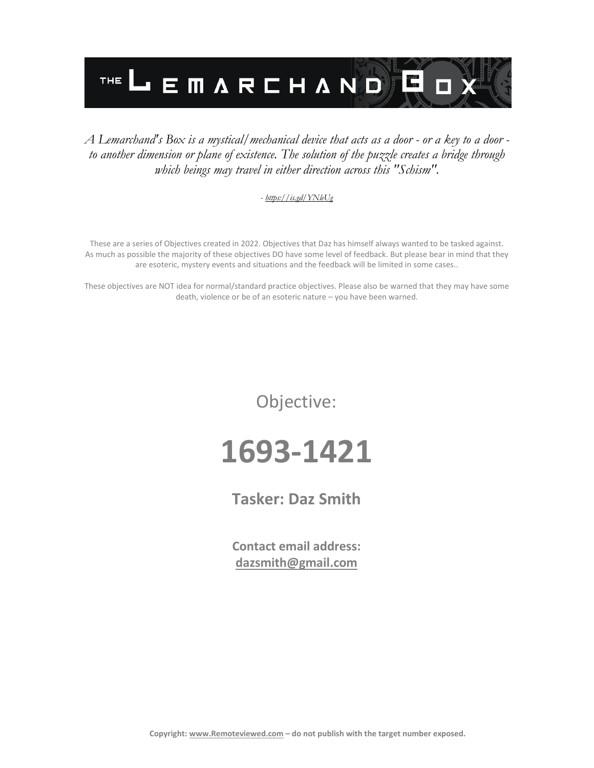# THE LEMARCHAND BOX

*A Lemarchand's Box is a mystical/mechanical device that acts as a door - or a key to a door - to another dimension or plane of existence. The solution of the puzzle creates a bridge through which beings may travel in either direction across this "Schism".*

*- https://is.gd/YNleUg*

These are a series of Objectives created in 2022. Objectives that Daz has himself always wanted to be tasked against. As much as possible the majority of these objectives DO have some level of feedback. But please bear in mind that they are esoteric, mystery events and situations and the feedback will be limited in some cases..

These objectives are NOT idea for normal/standard practice objectives. Please also be warned that they may have some death, violence or be of an esoteric nature – you have been warned.

Objective:

# 1693-1421

**Tasker: Daz Smith**

**Contact email address:**
**dazsmith@gmail.com**

**Copyright: www.Remoteviewed.com – do not publish with the target number exposed.**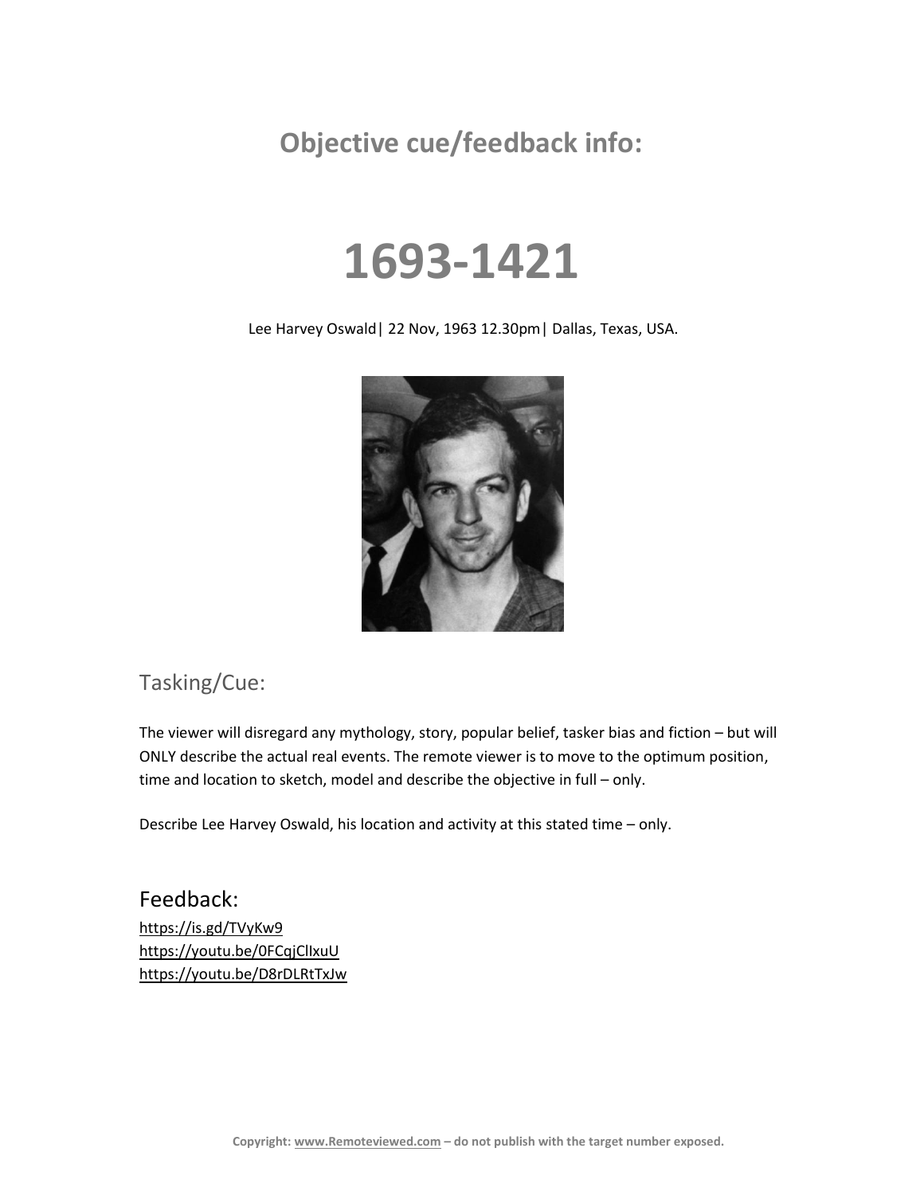# Objective cue/feedback info:

# 1693-1421

Lee Harvey Oswald| 22 Nov, 1963 12.30pm| Dallas, Texas, USA.

## Tasking/Cue:

The viewer will disregard any mythology, story, popular belief, tasker bias and fiction – but will ONLY describe the actual real events. The remote viewer is to move to the optimum position, time and location to sketch, model and describe the objective in full – only.

Describe Lee Harvey Oswald, his location and activity at this stated time – only.

## Feedback:

https://is.gd/TVyKw9
https://youtu.be/0FCqjClIxuU
https://youtu.be/D8rDLRtTxJw

**Copyright: www.Remoteviewed.com – do not publish with the target number exposed.**